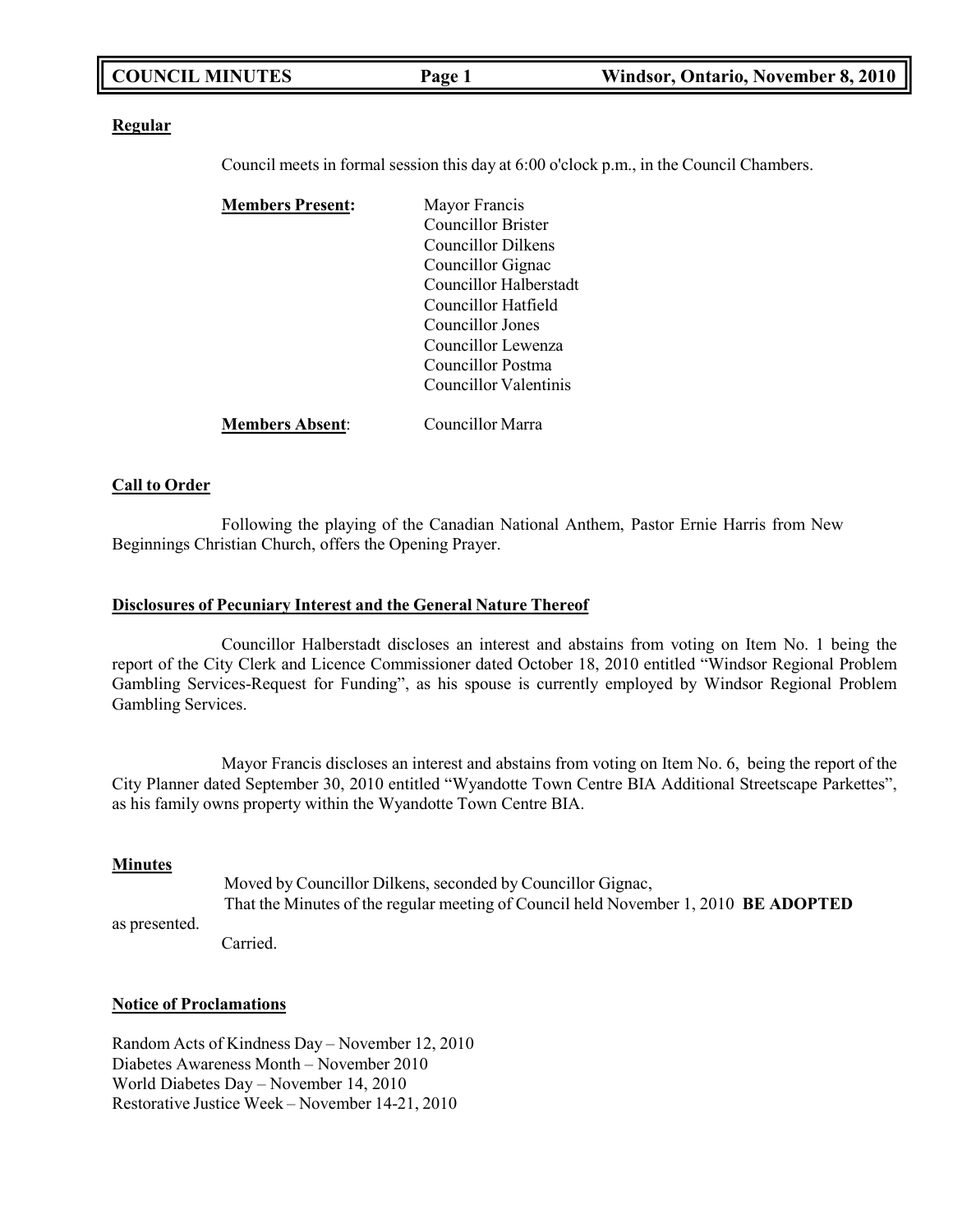**Regular**

Council meets in formal session this day at 6:00 o'clock p.m., in the Council Chambers.

**Members Present:**

Mayor Francis
Councillor Brister
Councillor Dilkens
Councillor Gignac
Councillor Halberstadt
Councillor Hatfield
Councillor Jones
Councillor Lewenza
Councillor Postma
Councillor Valentinis

**Members Absent**: Councillor Marra

**Call to Order**

Following the playing of the Canadian National Anthem, Pastor Ernie Harris from New Beginnings Christian Church, offers the Opening Prayer.

**Disclosures of Pecuniary Interest and the General Nature Thereof**

Councillor Halberstadt discloses an interest and abstains from voting on Item No. 1 being the report of the City Clerk and Licence Commissioner dated October 18, 2010 entitled "Windsor Regional Problem Gambling Services-Request for Funding", as his spouse is currently employed by Windsor Regional Problem Gambling Services.

Mayor Francis discloses an interest and abstains from voting on Item No. 6, being the report of the City Planner dated September 30, 2010 entitled "Wyandotte Town Centre BIA Additional Streetscape Parkettes", as his family owns property within the Wyandotte Town Centre BIA.

**Minutes**

Moved by Councillor Dilkens, seconded by Councillor Gignac,
That the Minutes of the regular meeting of Council held November 1, 2010 **BE ADOPTED** as presented.
Carried.

**Notice of Proclamations**

Random Acts of Kindness Day – November 12, 2010
Diabetes Awareness Month – November 2010
World Diabetes Day – November 14, 2010
Restorative Justice Week – November 14-21, 2010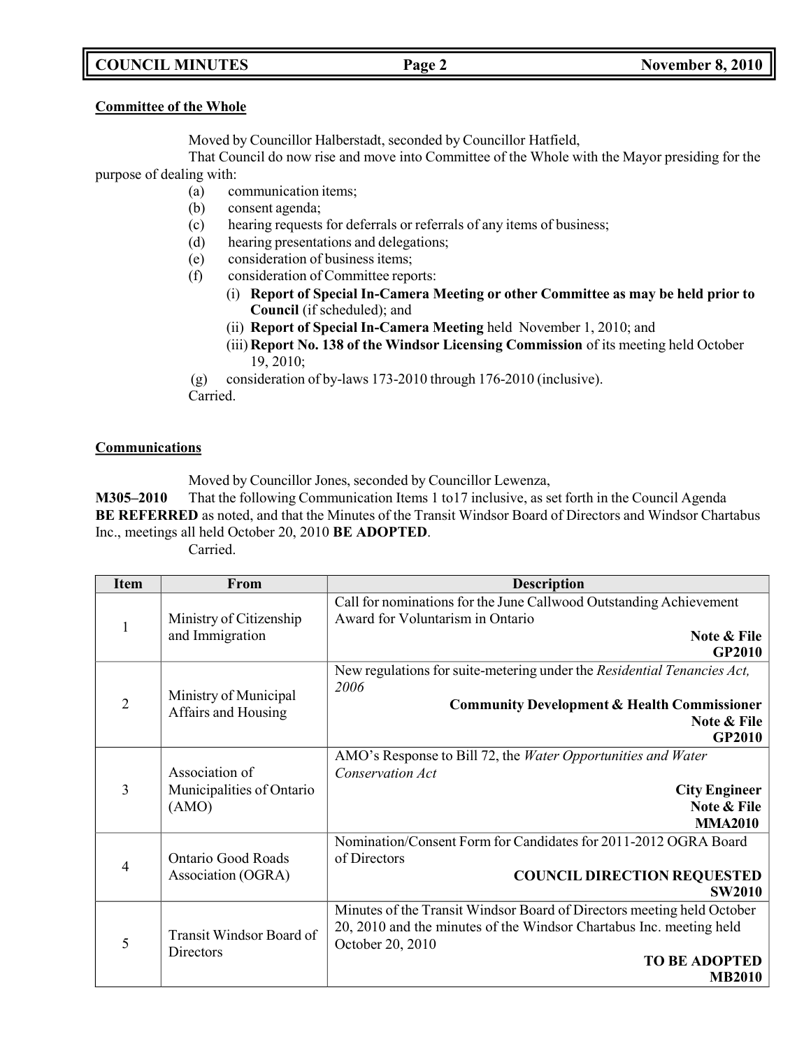**Committee of the Whole**

Moved by Councillor Halberstadt, seconded by Councillor Hatfield,

That Council do now rise and move into Committee of the Whole with the Mayor presiding for the purpose of dealing with:

- (a) communication items;
- (b) consent agenda;
- (c) hearing requests for deferrals or referrals of any items of business;
- (d) hearing presentations and delegations;
- (e) consideration of business items;
- (f) consideration of Committee reports:
  - (i) **Report of Special In-Camera Meeting or other Committee as may be held prior to Council** (if scheduled); and
  - (ii) **Report of Special In-Camera Meeting** held November 1, 2010; and
  - (iii) **Report No. 138 of the Windsor Licensing Commission** of its meeting held October 19, 2010;
- (g) consideration of by-laws 173-2010 through 176-2010 (inclusive).

Carried.

**Communications**

Moved by Councillor Jones, seconded by Councillor Lewenza,

**M305–2010** That the following Communication Items 1 to17 inclusive, as set forth in the Council Agenda **BE REFERRED** as noted, and that the Minutes of the Transit Windsor Board of Directors and Windsor Chartabus Inc., meetings all held October 20, 2010 **BE ADOPTED**.

Carried.

| Item | From | Description |
|---|---|---|
| 1 | Ministry of Citizenship and Immigration | Call for nominations for the June Callwood Outstanding Achievement Award for Voluntarism in Ontario **Note & File** **GP2010** |
| 2 | Ministry of Municipal Affairs and Housing | New regulations for suite-metering under the *Residential Tenancies Act, 2006* **Community Development & Health Commissioner** **Note & File** **GP2010** |
| 3 | Association of Municipalities of Ontario (AMO) | AMO's Response to Bill 72, the *Water Opportunities and Water Conservation Act* **City Engineer** **Note & File** **MMA2010** |
| 4 | Ontario Good Roads Association (OGRA) | Nomination/Consent Form for Candidates for 2011-2012 OGRA Board of Directors **COUNCIL DIRECTION REQUESTED** **SW2010** |
| 5 | Transit Windsor Board of Directors | Minutes of the Transit Windsor Board of Directors meeting held October 20, 2010 and the minutes of the Windsor Chartabus Inc. meeting held October 20, 2010 **TO BE ADOPTED** **MB2010** |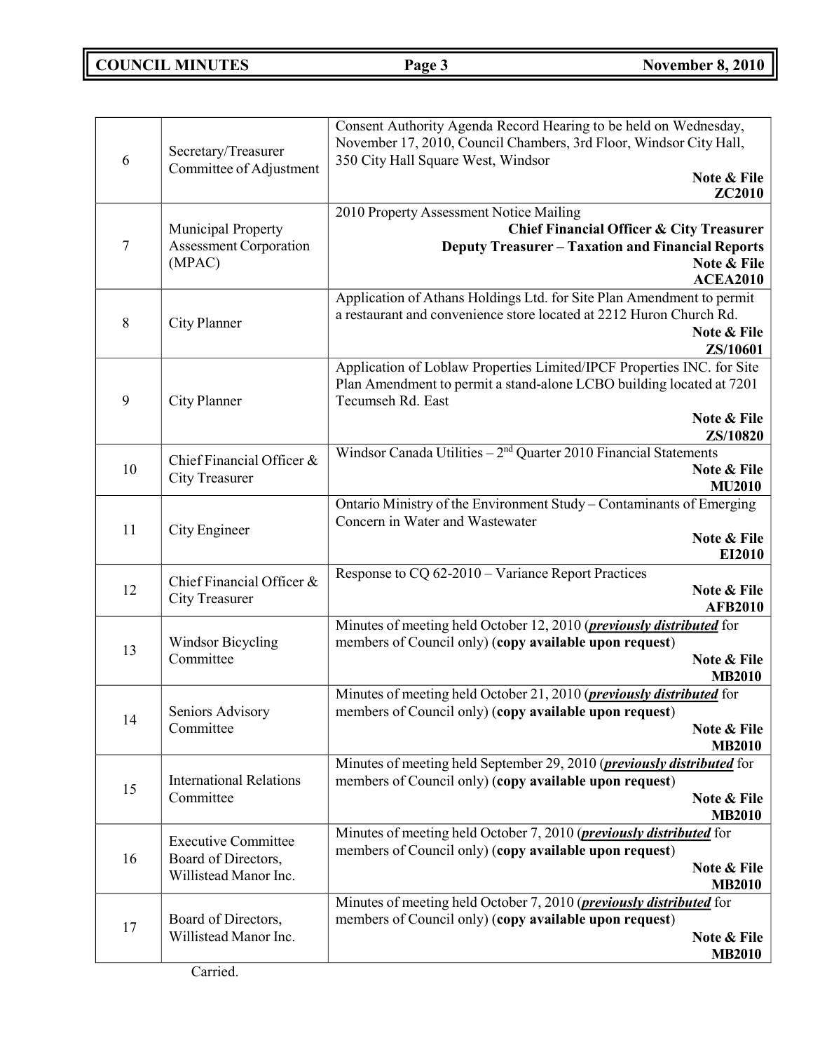| | | |
|---|---|---|
| 6 | Secretary/Treasurer Committee of Adjustment | Consent Authority Agenda Record Hearing to be held on Wednesday, November 17, 2010, Council Chambers, 3rd Floor, Windsor City Hall, 350 City Hall Square West, Windsor **Note & File** **ZC2010** |
| 7 | Municipal Property Assessment Corporation (MPAC) | 2010 Property Assessment Notice Mailing **Chief Financial Officer & City Treasurer** **Deputy Treasurer – Taxation and Financial Reports** **Note & File** **ACEA2010** |
| 8 | City Planner | Application of Athans Holdings Ltd. for Site Plan Amendment to permit a restaurant and convenience store located at 2212 Huron Church Rd. **Note & File** **ZS/10601** |
| 9 | City Planner | Application of Loblaw Properties Limited/IPCF Properties INC. for Site Plan Amendment to permit a stand-alone LCBO building located at 7201 Tecumseh Rd. East **Note & File** **ZS/10820** |
| 10 | Chief Financial Officer & City Treasurer | Windsor Canada Utilities – 2nd Quarter 2010 Financial Statements **Note & File** **MU2010** |
| 11 | City Engineer | Ontario Ministry of the Environment Study – Contaminants of Emerging Concern in Water and Wastewater **Note & File** **EI2010** |
| 12 | Chief Financial Officer & City Treasurer | Response to CQ 62-2010 – Variance Report Practices **Note & File** **AFB2010** |
| 13 | Windsor Bicycling Committee | Minutes of meeting held October 12, 2010 (***previously distributed*** for members of Council only) (**copy available upon request**) **Note & File** **MB2010** |
| 14 | Seniors Advisory Committee | Minutes of meeting held October 21, 2010 (***previously distributed*** for members of Council only) (**copy available upon request**) **Note & File** **MB2010** |
| 15 | International Relations Committee | Minutes of meeting held September 29, 2010 (***previously distributed*** for members of Council only) (**copy available upon request**) **Note & File** **MB2010** |
| 16 | Executive Committee Board of Directors, Willistead Manor Inc. | Minutes of meeting held October 7, 2010 (***previously distributed*** for members of Council only) (**copy available upon request**) **Note & File** **MB2010** |
| 17 | Board of Directors, Willistead Manor Inc. | Minutes of meeting held October 7, 2010 (***previously distributed*** for members of Council only) (**copy available upon request**) **Note & File** **MB2010** |

Carried.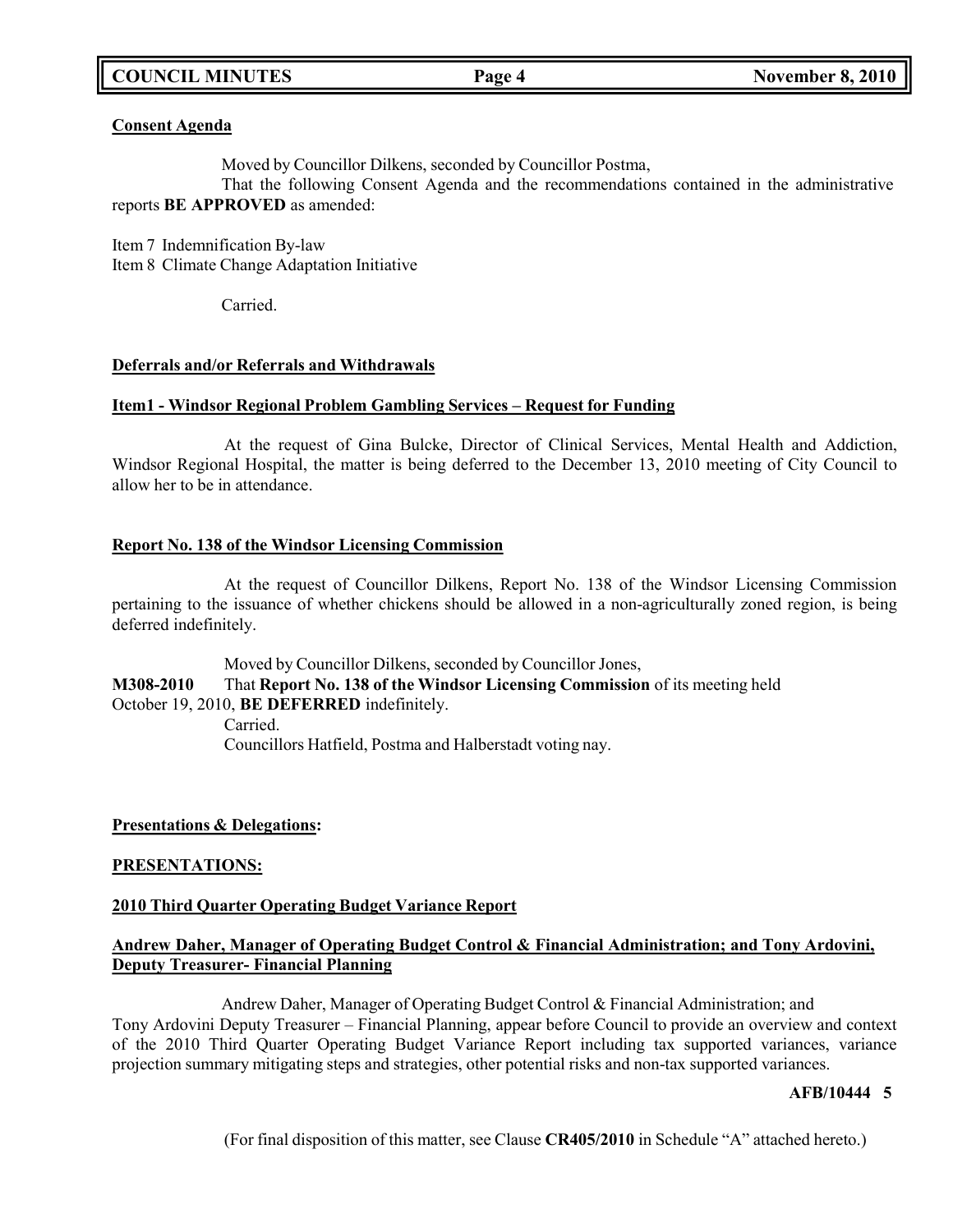**Consent Agenda**

Moved by Councillor Dilkens, seconded by Councillor Postma,

That the following Consent Agenda and the recommendations contained in the administrative reports **BE APPROVED** as amended:

Item 7 Indemnification By-law
Item 8 Climate Change Adaptation Initiative

Carried.

**Deferrals and/or Referrals and Withdrawals**

**Item1 - Windsor Regional Problem Gambling Services – Request for Funding**

At the request of Gina Bulcke, Director of Clinical Services, Mental Health and Addiction, Windsor Regional Hospital, the matter is being deferred to the December 13, 2010 meeting of City Council to allow her to be in attendance.

**Report No. 138 of the Windsor Licensing Commission**

At the request of Councillor Dilkens, Report No. 138 of the Windsor Licensing Commission pertaining to the issuance of whether chickens should be allowed in a non-agriculturally zoned region, is being deferred indefinitely.

Moved by Councillor Dilkens, seconded by Councillor Jones,

**M308-2010** That **Report No. 138 of the Windsor Licensing Commission** of its meeting held October 19, 2010, **BE DEFERRED** indefinitely.

Carried.

Councillors Hatfield, Postma and Halberstadt voting nay.

**Presentations & Delegations:**

**PRESENTATIONS:**

**2010 Third Quarter Operating Budget Variance Report**

**Andrew Daher, Manager of Operating Budget Control & Financial Administration; and Tony Ardovini, Deputy Treasurer- Financial Planning**

Andrew Daher, Manager of Operating Budget Control & Financial Administration; and Tony Ardovini Deputy Treasurer – Financial Planning, appear before Council to provide an overview and context of the 2010 Third Quarter Operating Budget Variance Report including tax supported variances, variance projection summary mitigating steps and strategies, other potential risks and non-tax supported variances.

**AFB/10444 5**

(For final disposition of this matter, see Clause **CR405/2010** in Schedule "A" attached hereto.)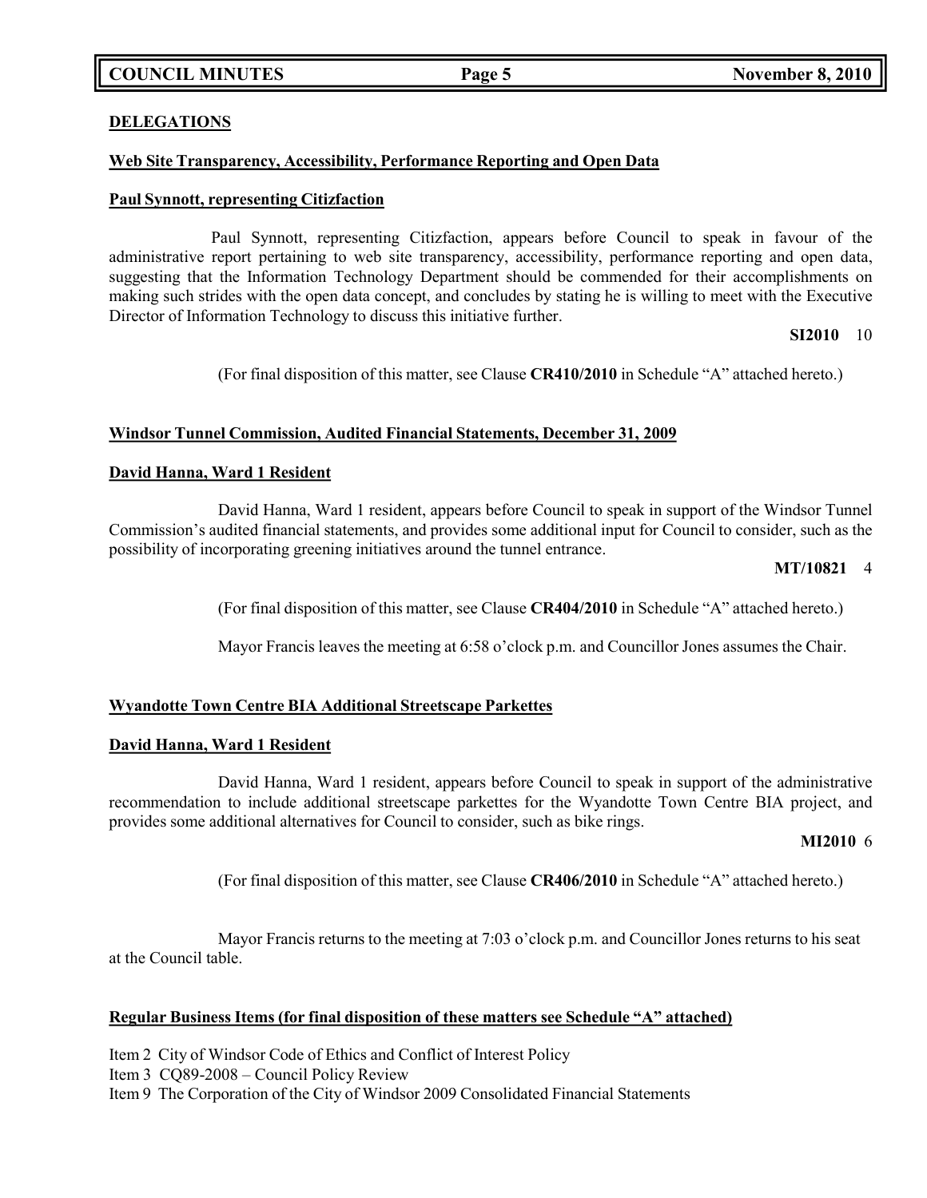**DELEGATIONS**

**Web Site Transparency, Accessibility, Performance Reporting and Open Data**

**Paul Synnott, representing Citizfaction**

Paul Synnott, representing Citizfaction, appears before Council to speak in favour of the administrative report pertaining to web site transparency, accessibility, performance reporting and open data, suggesting that the Information Technology Department should be commended for their accomplishments on making such strides with the open data concept, and concludes by stating he is willing to meet with the Executive Director of Information Technology to discuss this initiative further.

**SI2010** 10

(For final disposition of this matter, see Clause **CR410/2010** in Schedule "A" attached hereto.)

**Windsor Tunnel Commission, Audited Financial Statements, December 31, 2009**

**David Hanna, Ward 1 Resident**

David Hanna, Ward 1 resident, appears before Council to speak in support of the Windsor Tunnel Commission's audited financial statements, and provides some additional input for Council to consider, such as the possibility of incorporating greening initiatives around the tunnel entrance.

**MT/10821** 4

(For final disposition of this matter, see Clause **CR404/2010** in Schedule "A" attached hereto.)

Mayor Francis leaves the meeting at 6:58 o'clock p.m. and Councillor Jones assumes the Chair.

**Wyandotte Town Centre BIA Additional Streetscape Parkettes**

**David Hanna, Ward 1 Resident**

David Hanna, Ward 1 resident, appears before Council to speak in support of the administrative recommendation to include additional streetscape parkettes for the Wyandotte Town Centre BIA project, and provides some additional alternatives for Council to consider, such as bike rings.

**MI2010** 6

(For final disposition of this matter, see Clause **CR406/2010** in Schedule "A" attached hereto.)

Mayor Francis returns to the meeting at 7:03 o'clock p.m. and Councillor Jones returns to his seat at the Council table.

**Regular Business Items (for final disposition of these matters see Schedule "A" attached)**

Item 2 City of Windsor Code of Ethics and Conflict of Interest Policy
Item 3 CQ89-2008 – Council Policy Review
Item 9 The Corporation of the City of Windsor 2009 Consolidated Financial Statements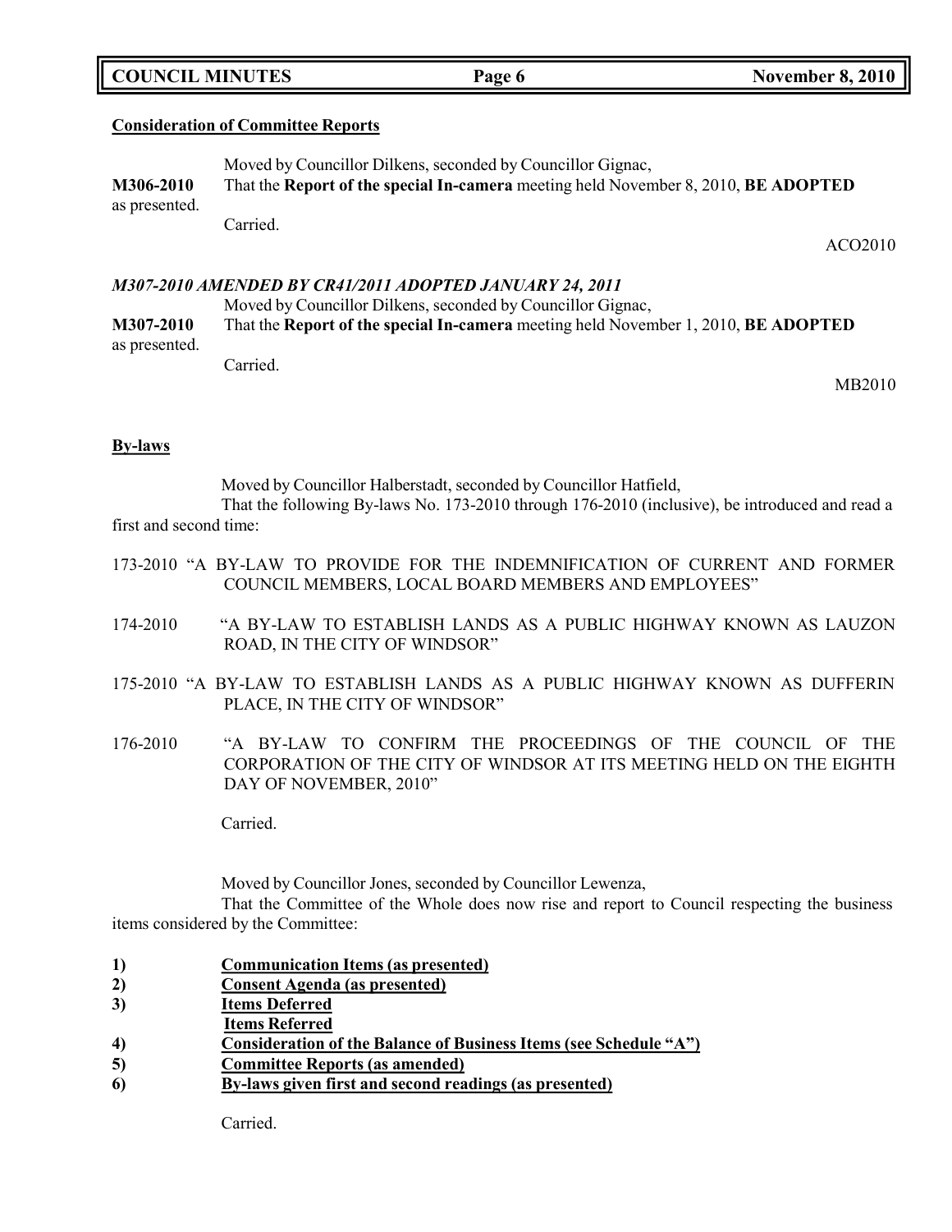**Consideration of Committee Reports**

Moved by Councillor Dilkens, seconded by Councillor Gignac,

**M306-2010** That the **Report of the special In-camera** meeting held November 8, 2010, **BE ADOPTED** as presented.

Carried.

ACO2010

***M307-2010 AMENDED BY CR41/2011 ADOPTED JANUARY 24, 2011***

Moved by Councillor Dilkens, seconded by Councillor Gignac,

**M307-2010** That the **Report of the special In-camera** meeting held November 1, 2010, **BE ADOPTED** as presented.

Carried.

MB2010

**By-laws**

Moved by Councillor Halberstadt, seconded by Councillor Hatfield,

That the following By-laws No. 173-2010 through 176-2010 (inclusive), be introduced and read a first and second time:

173-2010 "A BY-LAW TO PROVIDE FOR THE INDEMNIFICATION OF CURRENT AND FORMER COUNCIL MEMBERS, LOCAL BOARD MEMBERS AND EMPLOYEES"

174-2010 "A BY-LAW TO ESTABLISH LANDS AS A PUBLIC HIGHWAY KNOWN AS LAUZON ROAD, IN THE CITY OF WINDSOR"

175-2010 "A BY-LAW TO ESTABLISH LANDS AS A PUBLIC HIGHWAY KNOWN AS DUFFERIN PLACE, IN THE CITY OF WINDSOR"

176-2010 "A BY-LAW TO CONFIRM THE PROCEEDINGS OF THE COUNCIL OF THE CORPORATION OF THE CITY OF WINDSOR AT ITS MEETING HELD ON THE EIGHTH DAY OF NOVEMBER, 2010"

Carried.

Moved by Councillor Jones, seconded by Councillor Lewenza,

That the Committee of the Whole does now rise and report to Council respecting the business items considered by the Committee:

1) **Communication Items (as presented)**
2) **Consent Agenda (as presented)**
3) **Items Deferred**
   **Items Referred**
4) **Consideration of the Balance of Business Items (see Schedule "A")**
5) **Committee Reports (as amended)**
6) **By-laws given first and second readings (as presented)**

Carried.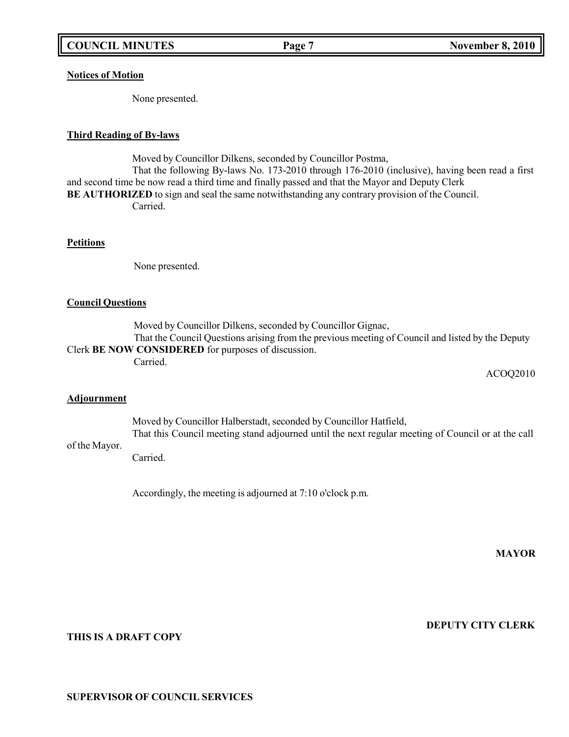**Notices of Motion**

None presented.

**Third Reading of By-laws**

Moved by Councillor Dilkens, seconded by Councillor Postma,
That the following By-laws No. 173-2010 through 176-2010 (inclusive), having been read a first and second time be now read a third time and finally passed and that the Mayor and Deputy Clerk **BE AUTHORIZED** to sign and seal the same notwithstanding any contrary provision of the Council.
Carried.

**Petitions**

None presented.

**Council Questions**

Moved by Councillor Dilkens, seconded by Councillor Gignac,
That the Council Questions arising from the previous meeting of Council and listed by the Deputy Clerk **BE NOW CONSIDERED** for purposes of discussion.
Carried.

ACOQ2010

**Adjournment**

Moved by Councillor Halberstadt, seconded by Councillor Hatfield,
That this Council meeting stand adjourned until the next regular meeting of Council or at the call of the Mayor.
Carried.

Accordingly, the meeting is adjourned at 7:10 o'clock p.m.

**MAYOR**

**DEPUTY CITY CLERK**

**THIS IS A DRAFT COPY**

**SUPERVISOR OF COUNCIL SERVICES**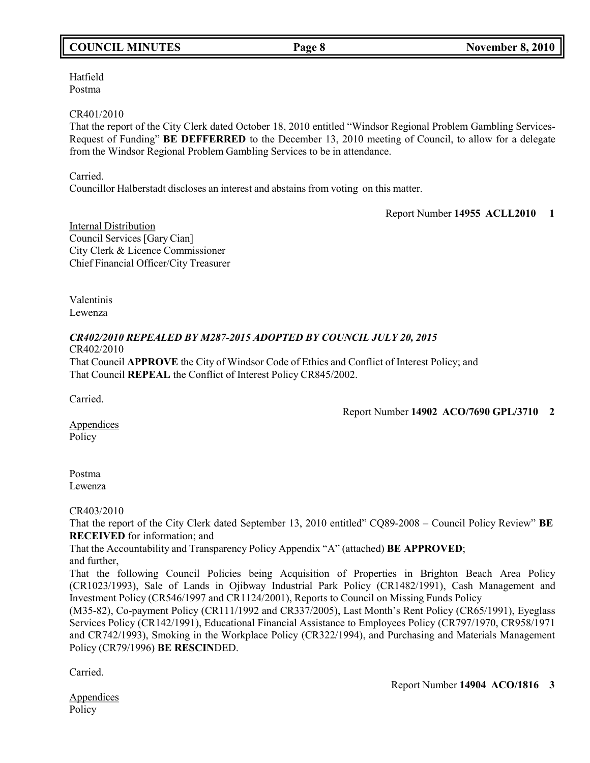Hatfield
Postma

CR401/2010
That the report of the City Clerk dated October 18, 2010 entitled "Windsor Regional Problem Gambling Services-Request of Funding" **BE DEFFERRED** to the December 13, 2010 meeting of Council, to allow for a delegate from the Windsor Regional Problem Gambling Services to be in attendance.

Carried.
Councillor Halberstadt discloses an interest and abstains from voting on this matter.

Report Number **14955 ACLL2010 1**

Internal Distribution
Council Services [Gary Cian]
City Clerk & Licence Commissioner
Chief Financial Officer/City Treasurer

Valentinis
Lewenza

***CR402/2010 REPEALED BY M287-2015 ADOPTED BY COUNCIL JULY 20, 2015***
CR402/2010
That Council **APPROVE** the City of Windsor Code of Ethics and Conflict of Interest Policy; and
That Council **REPEAL** the Conflict of Interest Policy CR845/2002.

Carried.

Report Number **14902 ACO/7690 GPL/3710 2**

Appendices
Policy

Postma
Lewenza

CR403/2010
That the report of the City Clerk dated September 13, 2010 entitled" CQ89-2008 – Council Policy Review" **BE RECEIVED** for information; and
That the Accountability and Transparency Policy Appendix "A" (attached) **BE APPROVED**;
and further,
That the following Council Policies being Acquisition of Properties in Brighton Beach Area Policy (CR1023/1993), Sale of Lands in Ojibway Industrial Park Policy (CR1482/1991), Cash Management and Investment Policy (CR546/1997 and CR1124/2001), Reports to Council on Missing Funds Policy (M35-82), Co-payment Policy (CR111/1992 and CR337/2005), Last Month's Rent Policy (CR65/1991), Eyeglass Services Policy (CR142/1991), Educational Financial Assistance to Employees Policy (CR797/1970, CR958/1971 and CR742/1993), Smoking in the Workplace Policy (CR322/1994), and Purchasing and Materials Management Policy (CR79/1996) **BE RESCIN**DED.

Carried.

Report Number **14904 ACO/1816 3**

Appendices
Policy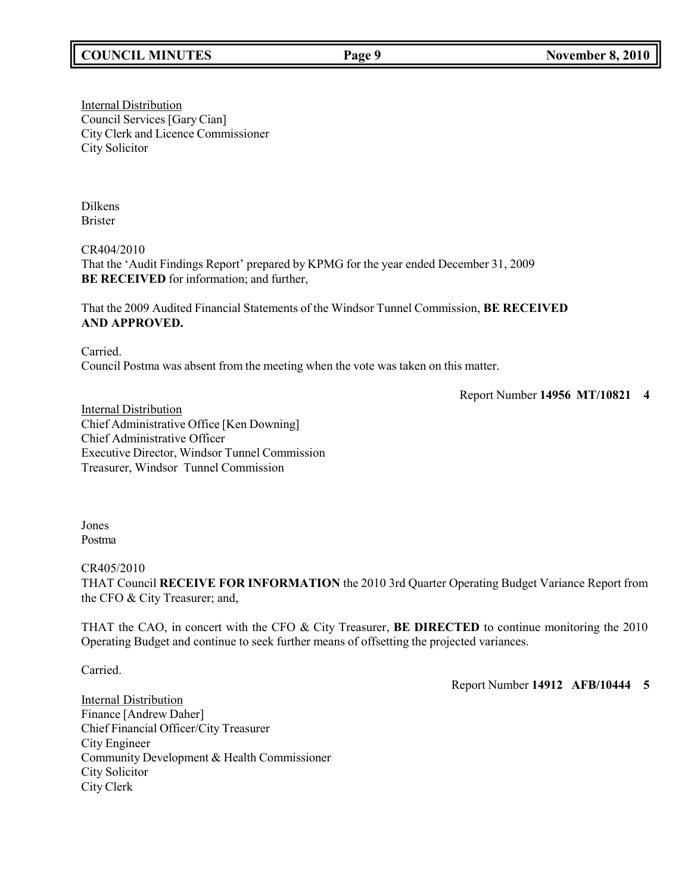Internal Distribution
Council Services [Gary Cian]
City Clerk and Licence Commissioner
City Solicitor

Dilkens
Brister

CR404/2010
That the 'Audit Findings Report' prepared by KPMG for the year ended December 31, 2009 **BE RECEIVED** for information; and further,

That the 2009 Audited Financial Statements of the Windsor Tunnel Commission, **BE RECEIVED AND APPROVED.**

Carried.
Council Postma was absent from the meeting when the vote was taken on this matter.

Report Number **14956 MT/10821 4**

Internal Distribution
Chief Administrative Office [Ken Downing]
Chief Administrative Officer
Executive Director, Windsor Tunnel Commission
Treasurer, Windsor Tunnel Commission

Jones
Postma

CR405/2010
THAT Council **RECEIVE FOR INFORMATION** the 2010 3rd Quarter Operating Budget Variance Report from the CFO & City Treasurer; and,

THAT the CAO, in concert with the CFO & City Treasurer, **BE DIRECTED** to continue monitoring the 2010 Operating Budget and continue to seek further means of offsetting the projected variances.

Carried.

Report Number **14912 AFB/10444 5**

Internal Distribution
Finance [Andrew Daher]
Chief Financial Officer/City Treasurer
City Engineer
Community Development & Health Commissioner
City Solicitor
City Clerk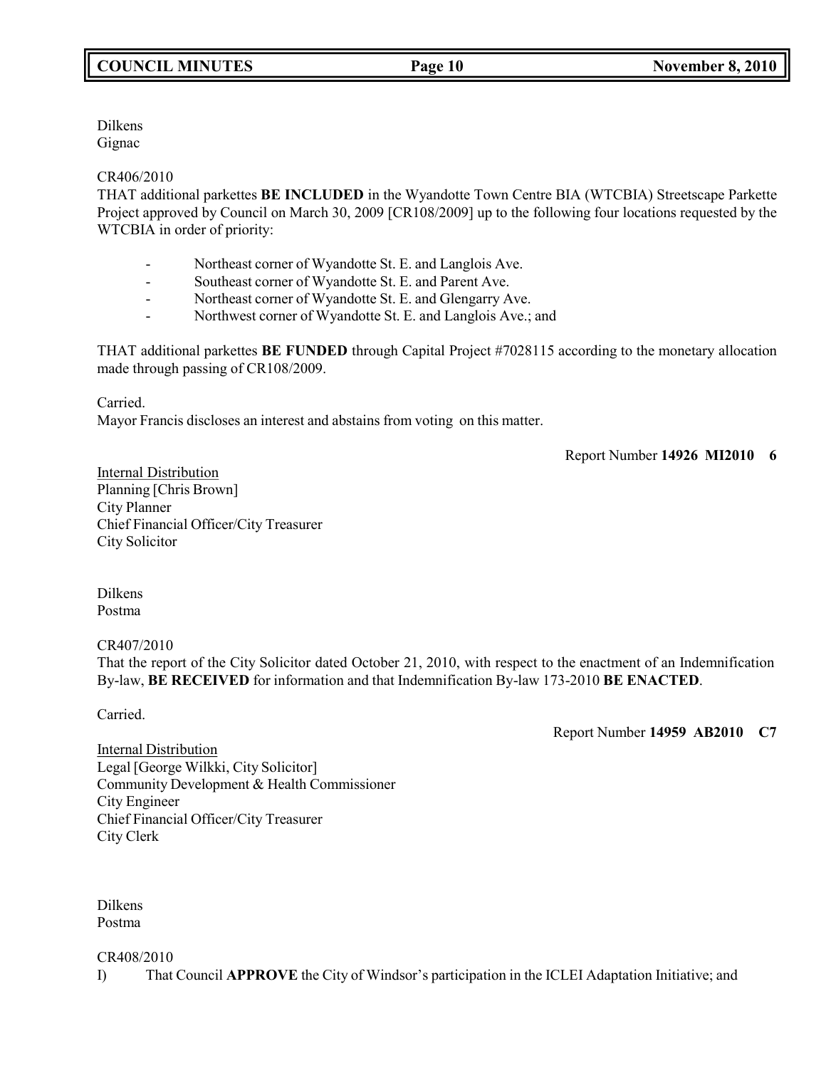Dilkens
Gignac

CR406/2010
THAT additional parkettes **BE INCLUDED** in the Wyandotte Town Centre BIA (WTCBIA) Streetscape Parkette Project approved by Council on March 30, 2009 [CR108/2009] up to the following four locations requested by the WTCBIA in order of priority:

- Northeast corner of Wyandotte St. E. and Langlois Ave.
- Southeast corner of Wyandotte St. E. and Parent Ave.
- Northeast corner of Wyandotte St. E. and Glengarry Ave.
- Northwest corner of Wyandotte St. E. and Langlois Ave.; and

THAT additional parkettes **BE FUNDED** through Capital Project #7028115 according to the monetary allocation made through passing of CR108/2009.

Carried.
Mayor Francis discloses an interest and abstains from voting on this matter.

Report Number **14926 MI2010 6**

Internal Distribution
Planning [Chris Brown]
City Planner
Chief Financial Officer/City Treasurer
City Solicitor

Dilkens
Postma

CR407/2010
That the report of the City Solicitor dated October 21, 2010, with respect to the enactment of an Indemnification By-law, **BE RECEIVED** for information and that Indemnification By-law 173-2010 **BE ENACTED**.

Carried.

Report Number **14959 AB2010 C7**

Internal Distribution
Legal [George Wilkki, City Solicitor]
Community Development & Health Commissioner
City Engineer
Chief Financial Officer/City Treasurer
City Clerk

Dilkens
Postma

CR408/2010
I) That Council **APPROVE** the City of Windsor's participation in the ICLEI Adaptation Initiative; and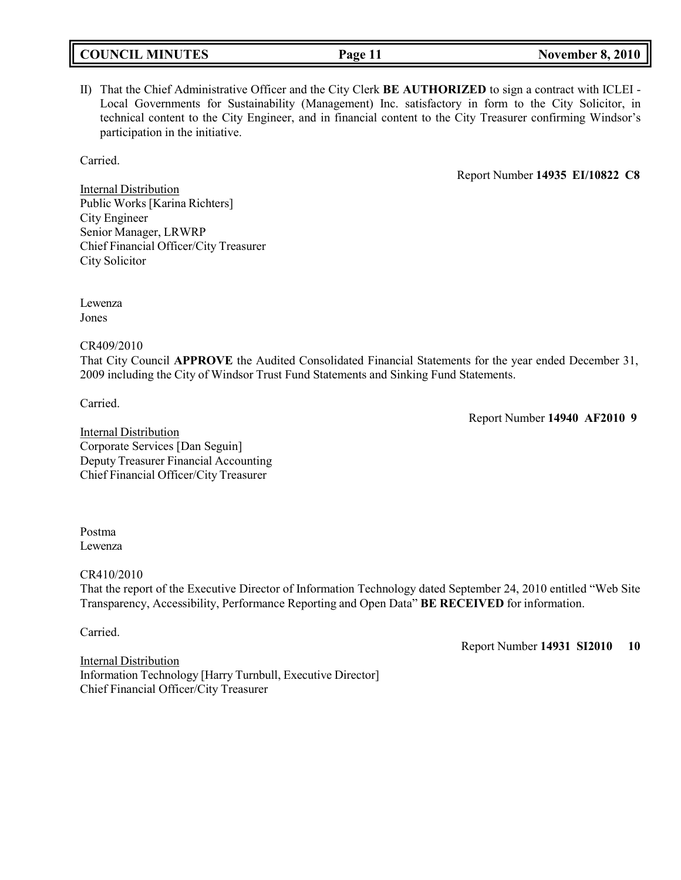II) That the Chief Administrative Officer and the City Clerk **BE AUTHORIZED** to sign a contract with ICLEI - Local Governments for Sustainability (Management) Inc. satisfactory in form to the City Solicitor, in technical content to the City Engineer, and in financial content to the City Treasurer confirming Windsor's participation in the initiative.

Carried.

Report Number **14935 EI/10822 C8**

Internal Distribution
Public Works [Karina Richters]
City Engineer
Senior Manager, LRWRP
Chief Financial Officer/City Treasurer
City Solicitor

Lewenza
Jones

CR409/2010
That City Council **APPROVE** the Audited Consolidated Financial Statements for the year ended December 31, 2009 including the City of Windsor Trust Fund Statements and Sinking Fund Statements.

Carried.

Report Number **14940 AF2010 9**

Internal Distribution
Corporate Services [Dan Seguin]
Deputy Treasurer Financial Accounting
Chief Financial Officer/City Treasurer

Postma
Lewenza

CR410/2010
That the report of the Executive Director of Information Technology dated September 24, 2010 entitled "Web Site Transparency, Accessibility, Performance Reporting and Open Data" **BE RECEIVED** for information.

Carried.

Report Number **14931 SI2010 10**

Internal Distribution
Information Technology [Harry Turnbull, Executive Director]
Chief Financial Officer/City Treasurer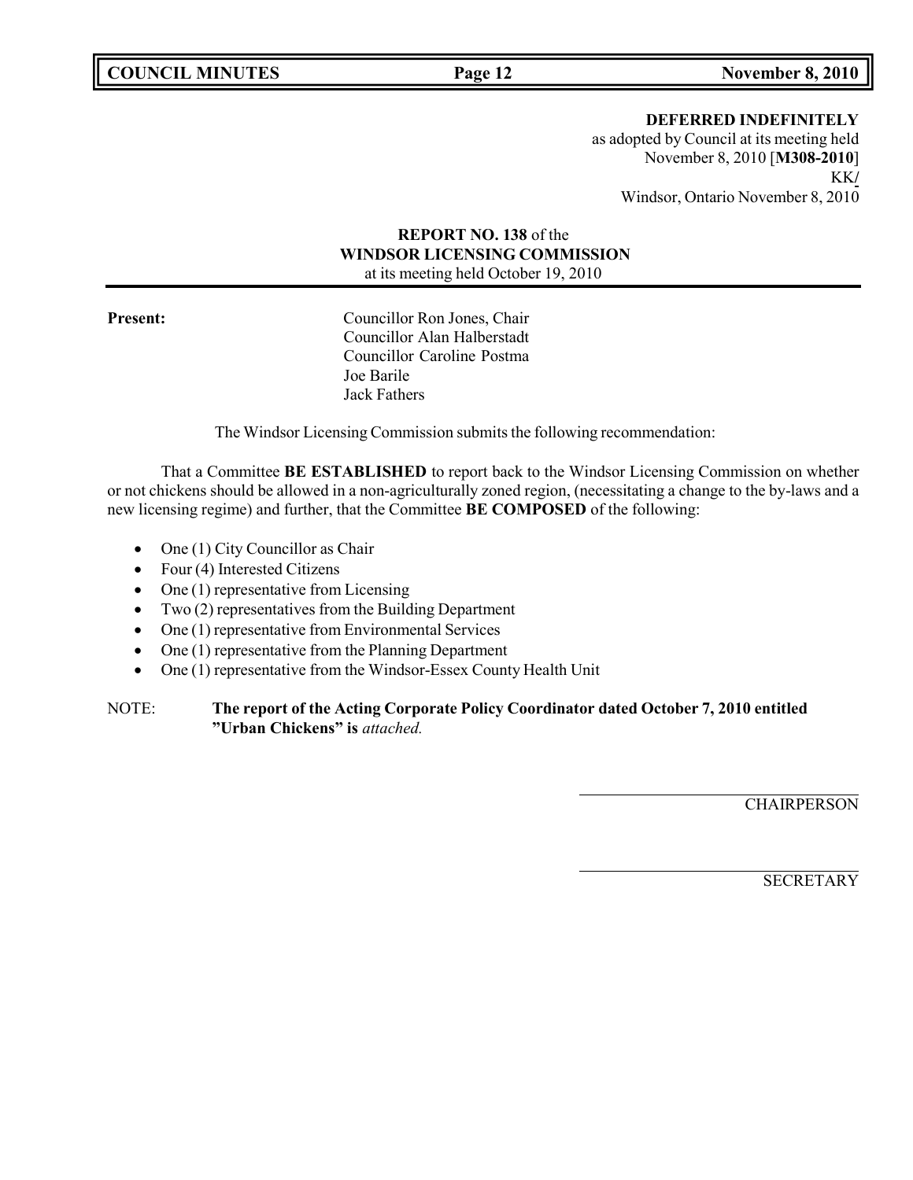**DEFERRED INDEFINITELY**
as adopted by Council at its meeting held
November 8, 2010 [**M308-2010**]
KK/
Windsor, Ontario November 8, 2010

**REPORT NO. 138** of the
**WINDSOR LICENSING COMMISSION**
at its meeting held October 19, 2010

**Present:**

Councillor Ron Jones, Chair
Councillor Alan Halberstadt
Councillor Caroline Postma
Joe Barile
Jack Fathers

The Windsor Licensing Commission submits the following recommendation:

That a Committee **BE ESTABLISHED** to report back to the Windsor Licensing Commission on whether or not chickens should be allowed in a non-agriculturally zoned region, (necessitating a change to the by-laws and a new licensing regime) and further, that the Committee **BE COMPOSED** of the following:

- One (1) City Councillor as Chair
- Four (4) Interested Citizens
- One (1) representative from Licensing
- Two (2) representatives from the Building Department
- One (1) representative from Environmental Services
- One (1) representative from the Planning Department
- One (1) representative from the Windsor-Essex County Health Unit

NOTE: **The report of the Acting Corporate Policy Coordinator dated October 7, 2010 entitled "Urban Chickens" is** *attached.*

CHAIRPERSON

SECRETARY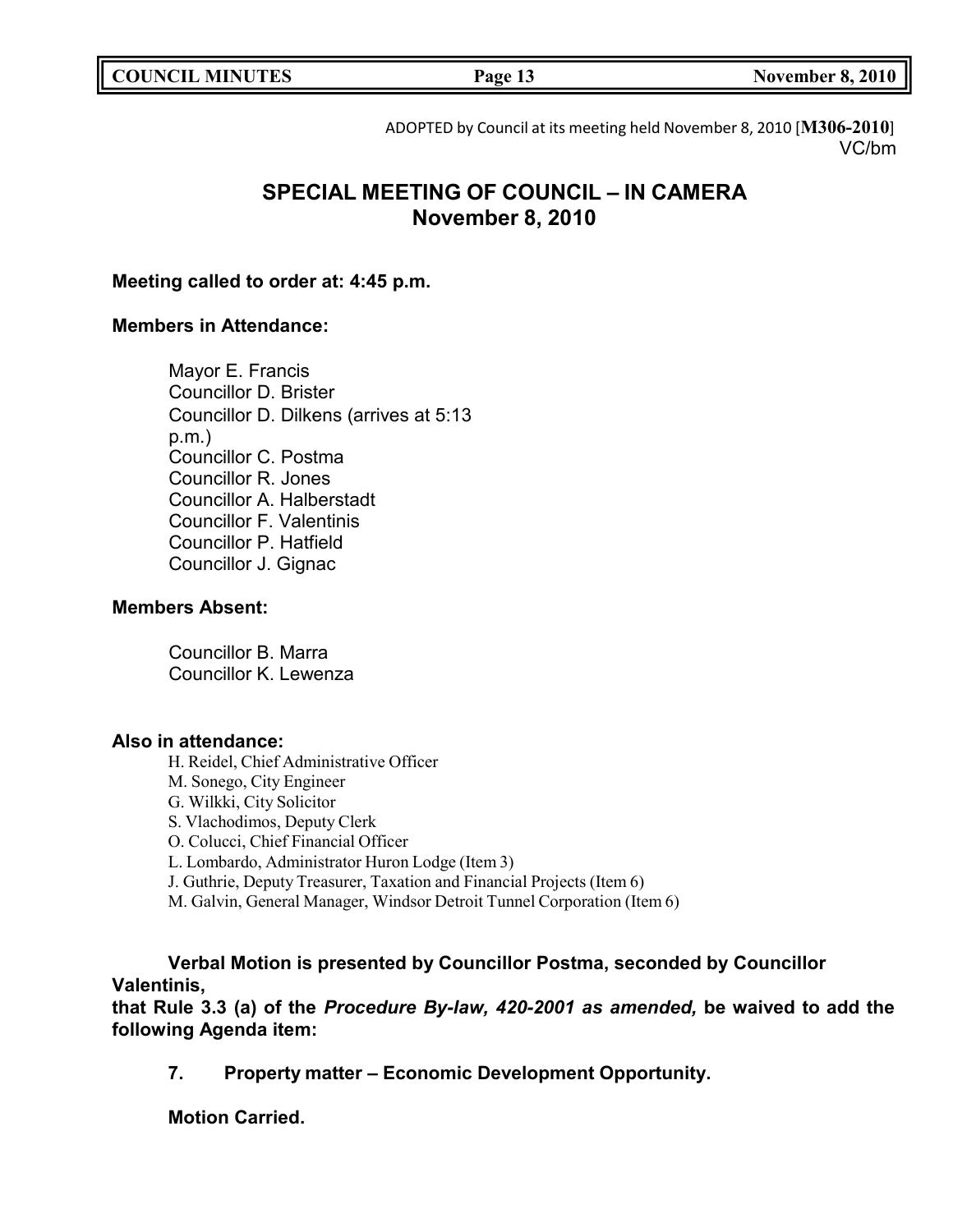ADOPTED by Council at its meeting held November 8, 2010 [**M306-2010**]
VC/bm

# SPECIAL MEETING OF COUNCIL – IN CAMERA
## November 8, 2010

**Meeting called to order at: 4:45 p.m.**

**Members in Attendance:**

Mayor E. Francis
Councillor D. Brister
Councillor D. Dilkens (arrives at 5:13 p.m.)
Councillor C. Postma
Councillor R. Jones
Councillor A. Halberstadt
Councillor F. Valentinis
Councillor P. Hatfield
Councillor J. Gignac

**Members Absent:**

Councillor B. Marra
Councillor K. Lewenza

**Also in attendance:**

H. Reidel, Chief Administrative Officer
M. Sonego, City Engineer
G. Wilkki, City Solicitor
S. Vlachodimos, Deputy Clerk
O. Colucci, Chief Financial Officer
L. Lombardo, Administrator Huron Lodge (Item 3)
J. Guthrie, Deputy Treasurer, Taxation and Financial Projects (Item 6)
M. Galvin, General Manager, Windsor Detroit Tunnel Corporation (Item 6)

**Verbal Motion is presented by Councillor Postma, seconded by Councillor Valentinis,**
**that Rule 3.3 (a) of the *Procedure By-law, 420-2001 as amended,* be waived to add the following Agenda item:**

**7. Property matter – Economic Development Opportunity.**

**Motion Carried.**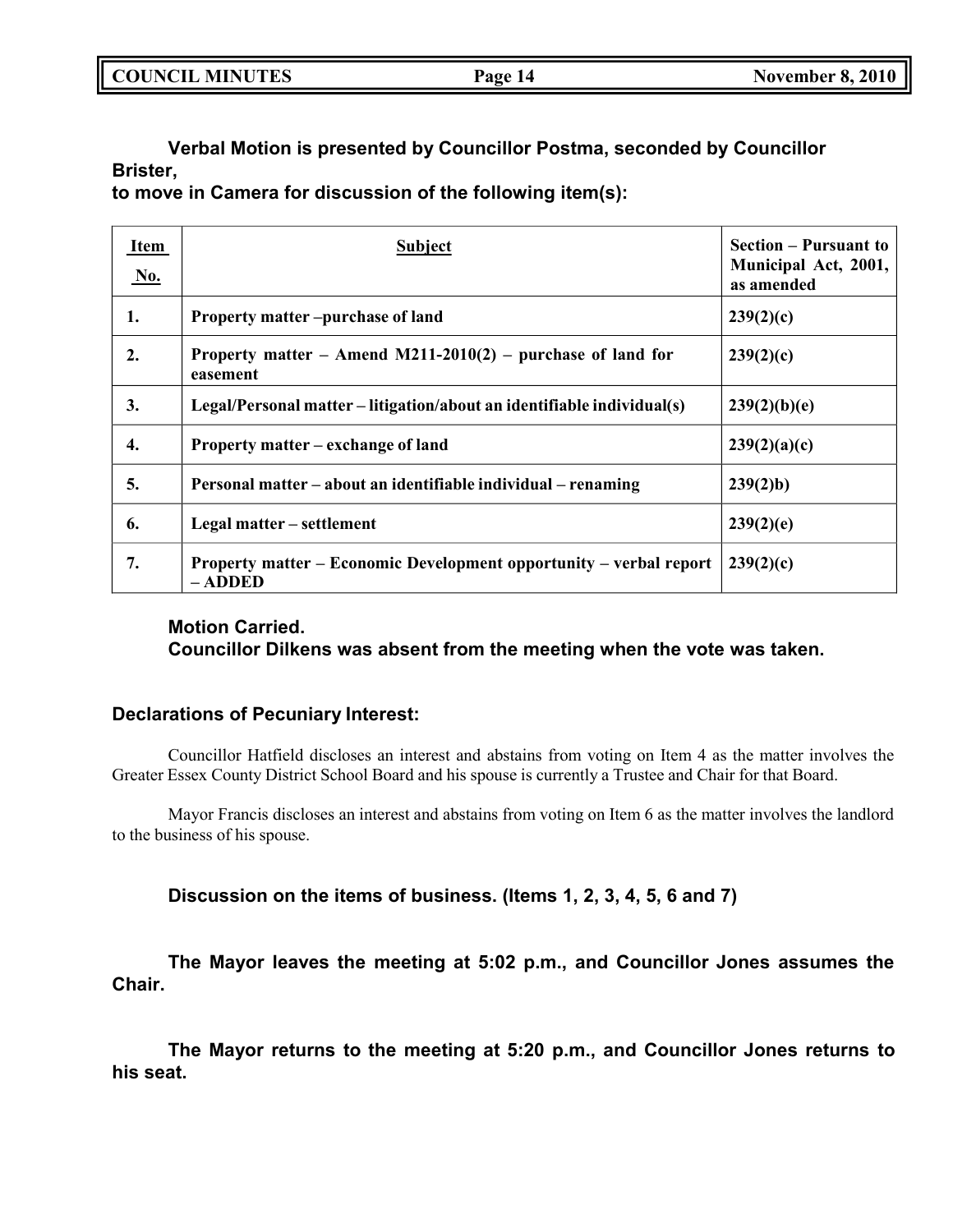**Verbal Motion is presented by Councillor Postma, seconded by Councillor Brister,**
**to move in Camera for discussion of the following item(s):**

| Item No. | Subject | Section – Pursuant to Municipal Act, 2001, as amended |
|---|---|---|
| 1. | Property matter –purchase of land | 239(2)(c) |
| 2. | Property matter – Amend M211-2010(2) – purchase of land for easement | 239(2)(c) |
| 3. | Legal/Personal matter – litigation/about an identifiable individual(s) | 239(2)(b)(e) |
| 4. | Property matter – exchange of land | 239(2)(a)(c) |
| 5. | Personal matter – about an identifiable individual – renaming | 239(2)b) |
| 6. | Legal matter – settlement | 239(2)(e) |
| 7. | Property matter – Economic Development opportunity – verbal report – ADDED | 239(2)(c) |

**Motion Carried.**
**Councillor Dilkens was absent from the meeting when the vote was taken.**

**Declarations of Pecuniary Interest:**

Councillor Hatfield discloses an interest and abstains from voting on Item 4 as the matter involves the Greater Essex County District School Board and his spouse is currently a Trustee and Chair for that Board.

Mayor Francis discloses an interest and abstains from voting on Item 6 as the matter involves the landlord to the business of his spouse.

**Discussion on the items of business. (Items 1, 2, 3, 4, 5, 6 and 7)**

**The Mayor leaves the meeting at 5:02 p.m., and Councillor Jones assumes the Chair.**

**The Mayor returns to the meeting at 5:20 p.m., and Councillor Jones returns to his seat.**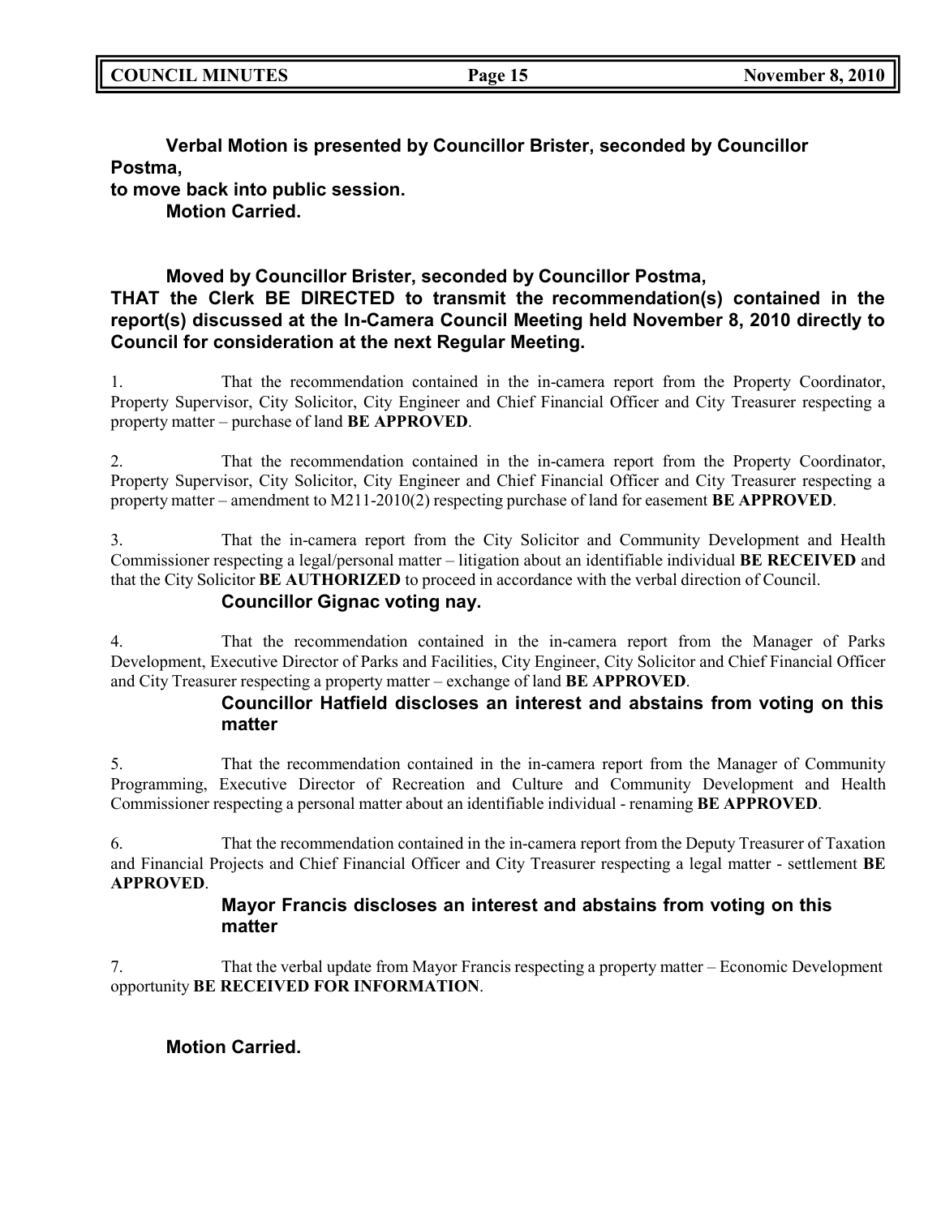**Verbal Motion is presented by Councillor Brister, seconded by Councillor Postma,**
**to move back into public session.**
**Motion Carried.**

**Moved by Councillor Brister, seconded by Councillor Postma,**
**THAT the Clerk BE DIRECTED to transmit the recommendation(s) contained in the report(s) discussed at the In-Camera Council Meeting held November 8, 2010 directly to Council for consideration at the next Regular Meeting.**

1. That the recommendation contained in the in-camera report from the Property Coordinator, Property Supervisor, City Solicitor, City Engineer and Chief Financial Officer and City Treasurer respecting a property matter – purchase of land **BE APPROVED**.

2. That the recommendation contained in the in-camera report from the Property Coordinator, Property Supervisor, City Solicitor, City Engineer and Chief Financial Officer and City Treasurer respecting a property matter – amendment to M211-2010(2) respecting purchase of land for easement **BE APPROVED**.

3. That the in-camera report from the City Solicitor and Community Development and Health Commissioner respecting a legal/personal matter – litigation about an identifiable individual **BE RECEIVED** and that the City Solicitor **BE AUTHORIZED** to proceed in accordance with the verbal direction of Council.
**Councillor Gignac voting nay.**

4. That the recommendation contained in the in-camera report from the Manager of Parks Development, Executive Director of Parks and Facilities, City Engineer, City Solicitor and Chief Financial Officer and City Treasurer respecting a property matter – exchange of land **BE APPROVED**.
**Councillor Hatfield discloses an interest and abstains from voting on this matter**

5. That the recommendation contained in the in-camera report from the Manager of Community Programming, Executive Director of Recreation and Culture and Community Development and Health Commissioner respecting a personal matter about an identifiable individual - renaming **BE APPROVED**.

6. That the recommendation contained in the in-camera report from the Deputy Treasurer of Taxation and Financial Projects and Chief Financial Officer and City Treasurer respecting a legal matter - settlement **BE APPROVED**.
**Mayor Francis discloses an interest and abstains from voting on this matter**

7. That the verbal update from Mayor Francis respecting a property matter – Economic Development opportunity **BE RECEIVED FOR INFORMATION**.

**Motion Carried.**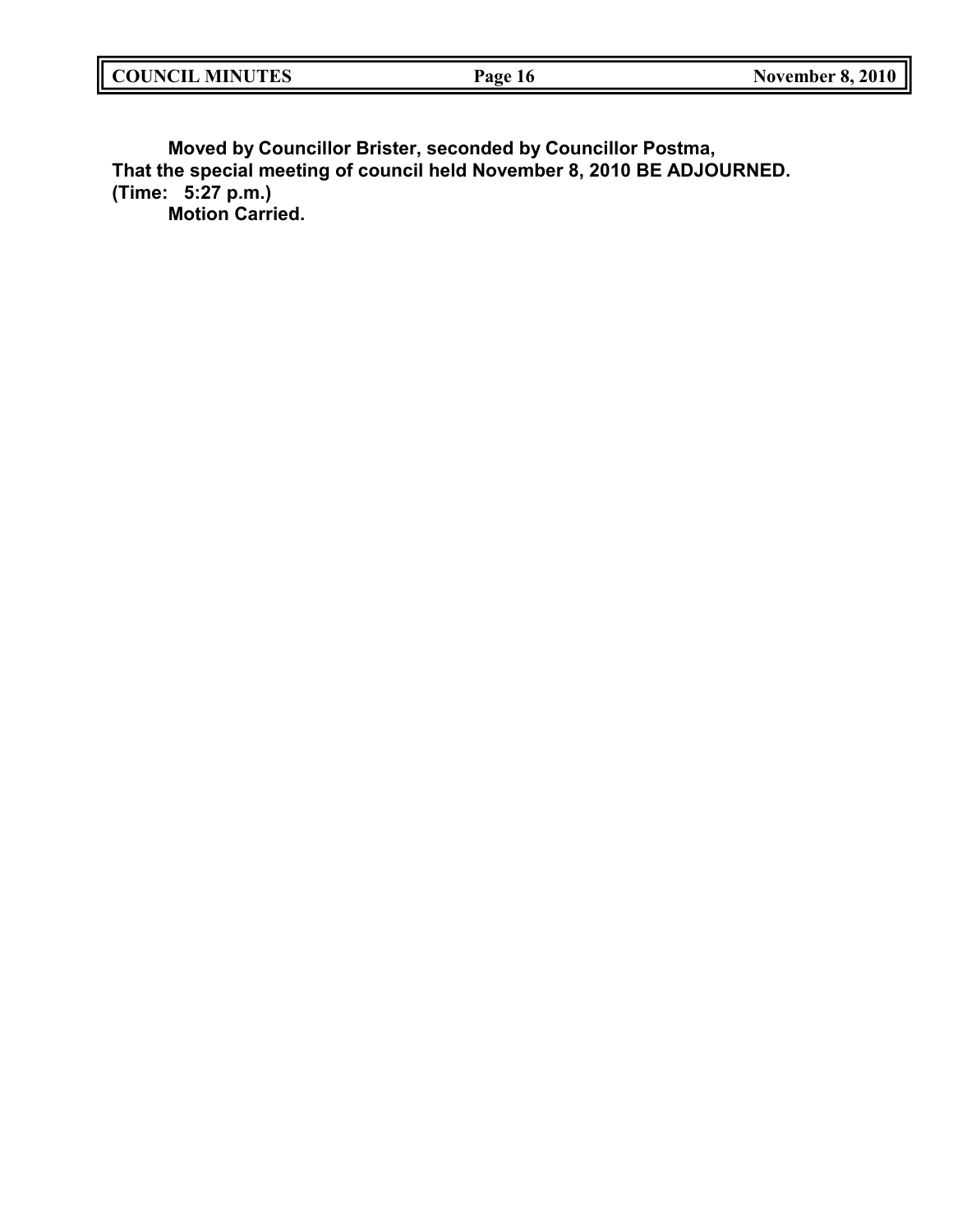**Moved by Councillor Brister, seconded by Councillor Postma,**
**That the special meeting of council held November 8, 2010 BE ADJOURNED.**
**(Time: 5:27 p.m.)**
**Motion Carried.**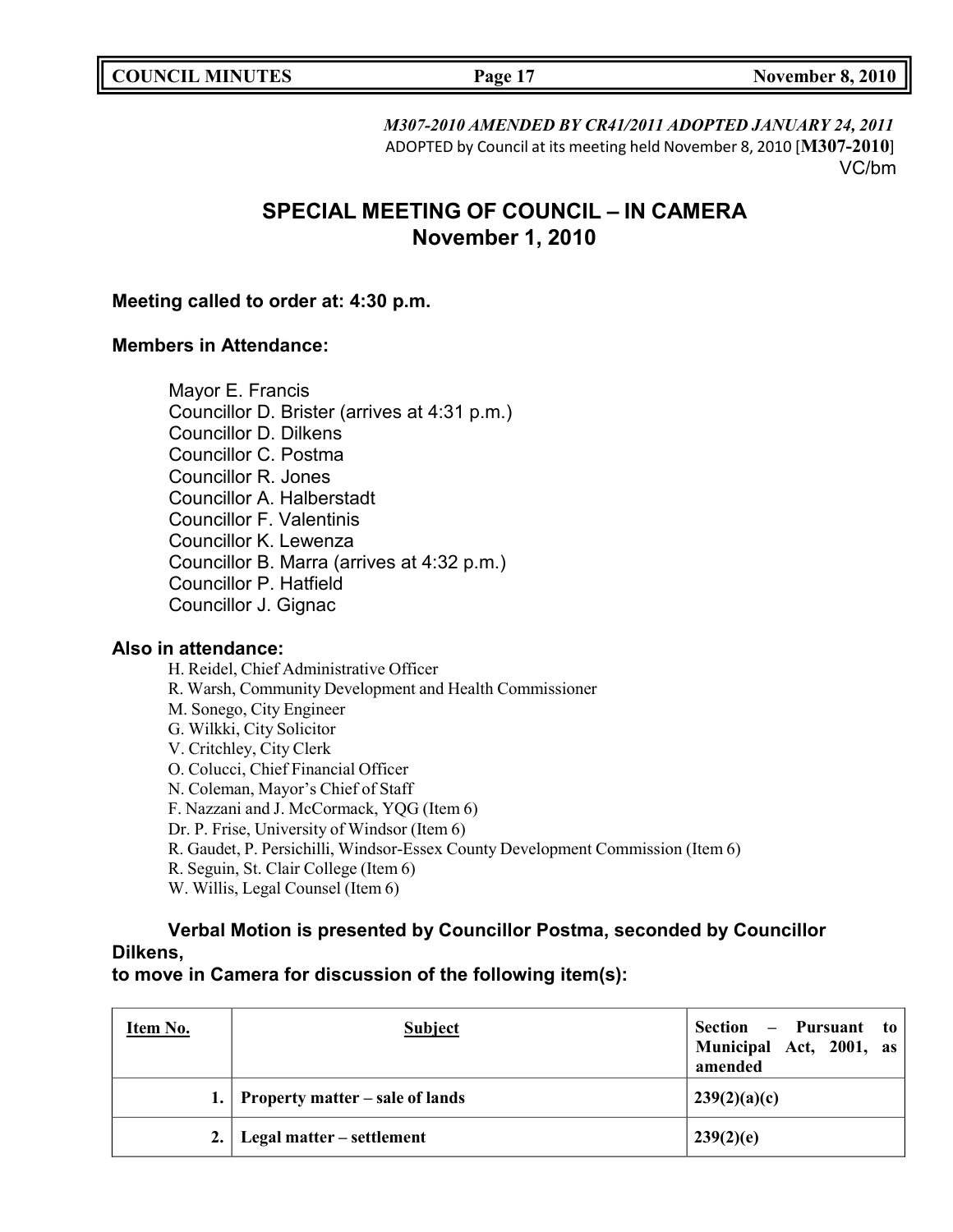*M307-2010 AMENDED BY CR41/2011 ADOPTED JANUARY 24, 2011*
ADOPTED by Council at its meeting held November 8, 2010 [**M307-2010**]
VC/bm

# SPECIAL MEETING OF COUNCIL – IN CAMERA
## November 1, 2010

**Meeting called to order at: 4:30 p.m.**

**Members in Attendance:**

Mayor E. Francis
Councillor D. Brister (arrives at 4:31 p.m.)
Councillor D. Dilkens
Councillor C. Postma
Councillor R. Jones
Councillor A. Halberstadt
Councillor F. Valentinis
Councillor K. Lewenza
Councillor B. Marra (arrives at 4:32 p.m.)
Councillor P. Hatfield
Councillor J. Gignac

**Also in attendance:**

H. Reidel, Chief Administrative Officer
R. Warsh, Community Development and Health Commissioner
M. Sonego, City Engineer
G. Wilkki, City Solicitor
V. Critchley, City Clerk
O. Colucci, Chief Financial Officer
N. Coleman, Mayor's Chief of Staff
F. Nazzani and J. McCormack, YQG (Item 6)
Dr. P. Frise, University of Windsor (Item 6)
R. Gaudet, P. Persichilli, Windsor-Essex County Development Commission (Item 6)
R. Seguin, St. Clair College (Item 6)
W. Willis, Legal Counsel (Item 6)

**Verbal Motion is presented by Councillor Postma, seconded by Councillor Dilkens,
to move in Camera for discussion of the following item(s):**

| Item No. | Subject | Section – Pursuant to Municipal Act, 2001, as amended |
|---|---|---|
| 1. | **Property matter – sale of lands** | **239(2)(a)(c)** |
| 2. | **Legal matter – settlement** | **239(2)(e)** |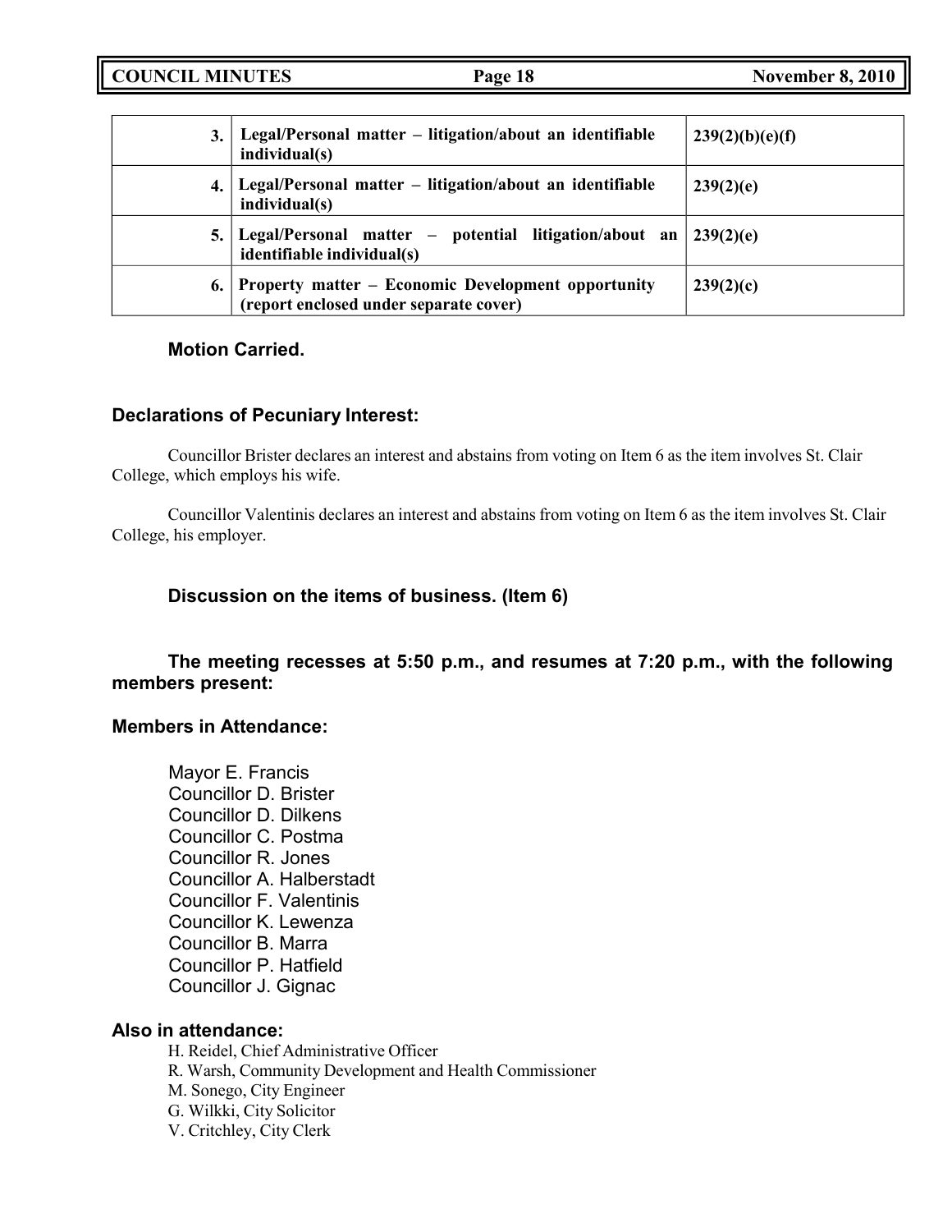| | | |
|---|---|---|
| 3. | **Legal/Personal matter – litigation/about an identifiable individual(s)** | **239(2)(b)(e)(f)** |
| 4. | **Legal/Personal matter – litigation/about an identifiable individual(s)** | **239(2)(e)** |
| 5. | **Legal/Personal matter – potential litigation/about an identifiable individual(s)** | **239(2)(e)** |
| 6. | **Property matter – Economic Development opportunity (report enclosed under separate cover)** | **239(2)(c)** |

**Motion Carried.**

**Declarations of Pecuniary Interest:**

Councillor Brister declares an interest and abstains from voting on Item 6 as the item involves St. Clair College, which employs his wife.

Councillor Valentinis declares an interest and abstains from voting on Item 6 as the item involves St. Clair College, his employer.

**Discussion on the items of business. (Item 6)**

**The meeting recesses at 5:50 p.m., and resumes at 7:20 p.m., with the following members present:**

**Members in Attendance:**

Mayor E. Francis
Councillor D. Brister
Councillor D. Dilkens
Councillor C. Postma
Councillor R. Jones
Councillor A. Halberstadt
Councillor F. Valentinis
Councillor K. Lewenza
Councillor B. Marra
Councillor P. Hatfield
Councillor J. Gignac

**Also in attendance:**

H. Reidel, Chief Administrative Officer
R. Warsh, Community Development and Health Commissioner
M. Sonego, City Engineer
G. Wilkki, City Solicitor
V. Critchley, City Clerk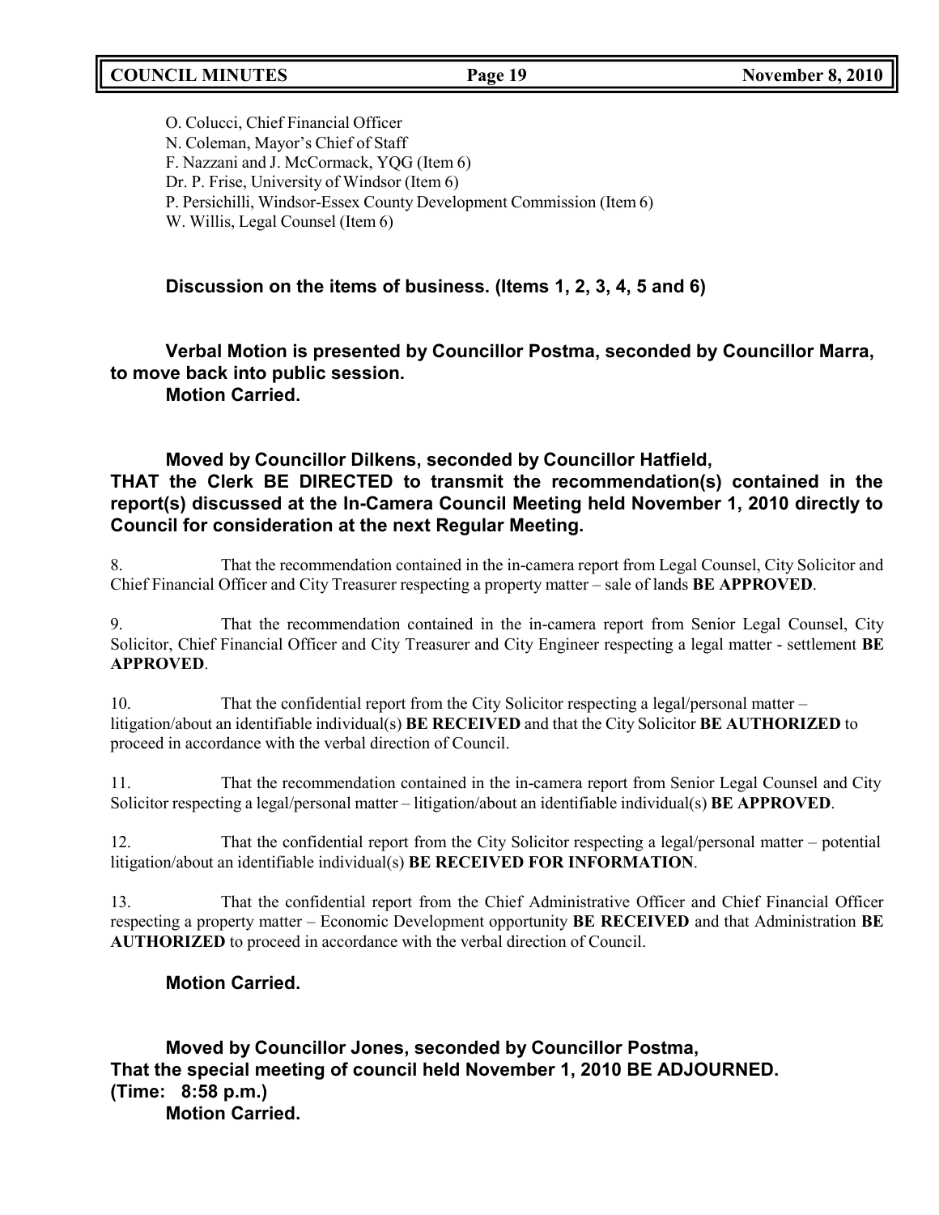O. Colucci, Chief Financial Officer
N. Coleman, Mayor's Chief of Staff
F. Nazzani and J. McCormack, YQG (Item 6)
Dr. P. Frise, University of Windsor (Item 6)
P. Persichilli, Windsor-Essex County Development Commission (Item 6)
W. Willis, Legal Counsel (Item 6)

**Discussion on the items of business. (Items 1, 2, 3, 4, 5 and 6)**

**Verbal Motion is presented by Councillor Postma, seconded by Councillor Marra, to move back into public session.**
**Motion Carried.**

**Moved by Councillor Dilkens, seconded by Councillor Hatfield,**
**THAT the Clerk BE DIRECTED to transmit the recommendation(s) contained in the report(s) discussed at the In-Camera Council Meeting held November 1, 2010 directly to Council for consideration at the next Regular Meeting.**

8. That the recommendation contained in the in-camera report from Legal Counsel, City Solicitor and Chief Financial Officer and City Treasurer respecting a property matter – sale of lands **BE APPROVED**.

9. That the recommendation contained in the in-camera report from Senior Legal Counsel, City Solicitor, Chief Financial Officer and City Treasurer and City Engineer respecting a legal matter - settlement **BE APPROVED**.

10. That the confidential report from the City Solicitor respecting a legal/personal matter – litigation/about an identifiable individual(s) **BE RECEIVED** and that the City Solicitor **BE AUTHORIZED** to proceed in accordance with the verbal direction of Council.

11. That the recommendation contained in the in-camera report from Senior Legal Counsel and City Solicitor respecting a legal/personal matter – litigation/about an identifiable individual(s) **BE APPROVED**.

12. That the confidential report from the City Solicitor respecting a legal/personal matter – potential litigation/about an identifiable individual(s) **BE RECEIVED FOR INFORMATION**.

13. That the confidential report from the Chief Administrative Officer and Chief Financial Officer respecting a property matter – Economic Development opportunity **BE RECEIVED** and that Administration **BE AUTHORIZED** to proceed in accordance with the verbal direction of Council.

**Motion Carried.**

**Moved by Councillor Jones, seconded by Councillor Postma,**
**That the special meeting of council held November 1, 2010 BE ADJOURNED.**
**(Time: 8:58 p.m.)**
**Motion Carried.**